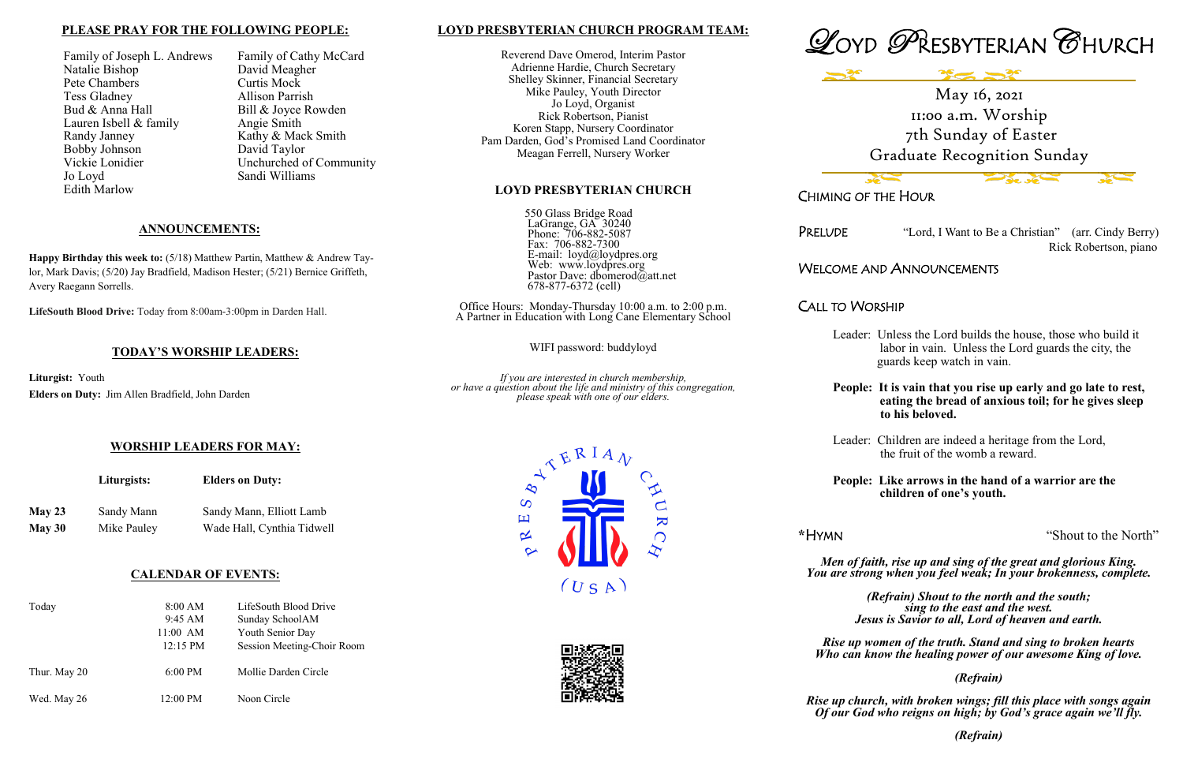## PLEASE PRAY FOR THE FOLLOWING PEOPLE:

Family of Joseph L. Andrews
Natalie Bishop
Pete Chambers
Tess Gladney
Bud & Anna Hall
Lauren Isbell & family
Randy Janney
Bobby Johnson
Vickie Lonidier
Jo Loyd
Edith Marlow
Family of Cathy McCard
David Meagher
Curtis Mock
Allison Parrish
Bill & Joyce Rowden
Angie Smith
Kathy & Mack Smith
David Taylor
Unchurched of Community
Sandi Williams

## ANNOUNCEMENTS:

**Happy Birthday this week to:** (5/18) Matthew Partin, Matthew & Andrew Taylor, Mark Davis; (5/20) Jay Bradfield, Madison Hester; (5/21) Bernice Griffeth, Avery Raegann Sorrells.

**LifeSouth Blood Drive:** Today from 8:00am-3:00pm in Darden Hall.

## TODAY'S WORSHIP LEADERS:

**Liturgist:** Youth
**Elders on Duty:** Jim Allen Bradfield, John Darden

## WORSHIP LEADERS FOR MAY:

| | Liturgists: | Elders on Duty: |
|---|---|---|
| **May 23** | Sandy Mann | Sandy Mann, Elliott Lamb |
| **May 30** | Mike Pauley | Wade Hall, Cynthia Tidwell |

## CALENDAR OF EVENTS:

| | | |
|---|---|---|
| Today | 8:00 AM | LifeSouth Blood Drive |
| | 9:45 AM | Sunday SchoolAM |
| | 11:00 AM | Youth Senior Day |
| | 12:15 PM | Session Meeting-Choir Room |
| Thur. May 20 | 6:00 PM | Mollie Darden Circle |
| Wed. May 26 | 12:00 PM | Noon Circle |

## LOYD PRESBYTERIAN CHURCH PROGRAM TEAM:

Reverend Dave Omerod, Interim Pastor
Adrienne Hardie, Church Secretary
Shelley Skinner, Financial Secretary
Mike Pauley, Youth Director
Jo Loyd, Organist
Rick Robertson, Pianist
Koren Stapp, Nursery Coordinator
Pam Darden, God's Promised Land Coordinator
Meagan Ferrell, Nursery Worker

## LOYD PRESBYTERIAN CHURCH

550 Glass Bridge Road
LaGrange, GA 30240
Phone: 706-882-5087
Fax: 706-882-7300
E-mail: loyd@loydpres.org
Web: www.loydpres.org
Pastor Dave: dbomerod@att.net
678-877-6372 (cell)

Office Hours: Monday-Thursday 10:00 a.m. to 2:00 p.m.
A Partner in Education with Long Cane Elementary School

WIFI password: buddyloyd

*If you are interested in church membership, or have a question about the life and ministry of this congregation, please speak with one of our elders.*

PRESBYTERIAN CHURCH (USA)

# LOYD PRESBYTERIAN CHURCH

May 16, 2021
11:00 a.m. Worship
7th Sunday of Easter
Graduate Recognition Sunday

### CHIMING OF THE HOUR

**PRELUDE** — "Lord, I Want to Be a Christian" (arr. Cindy Berry)
Rick Robertson, piano

### WELCOME AND ANNOUNCEMENTS

### CALL TO WORSHIP

Leader: Unless the Lord builds the house, those who build it labor in vain. Unless the Lord guards the city, the guards keep watch in vain.

**People: It is vain that you rise up early and go late to rest, eating the bread of anxious toil; for he gives sleep to his beloved.**

Leader: Children are indeed a heritage from the Lord, the fruit of the womb a reward.

**People: Like arrows in the hand of a warrior are the children of one's youth.**

### *HYMN — "Shout to the North"

***Men of faith, rise up and sing of the great and glorious King. You are strong when you feel weak; In your brokenness, complete.***

***(Refrain) Shout to the north and the south; sing to the east and the west. Jesus is Savior to all, Lord of heaven and earth.***

***Rise up women of the truth. Stand and sing to broken hearts Who can know the healing power of our awesome King of love.***

***(Refrain)***

***Rise up church, with broken wings; fill this place with songs again Of our God who reigns on high; by God's grace again we'll fly.***

***(Refrain)***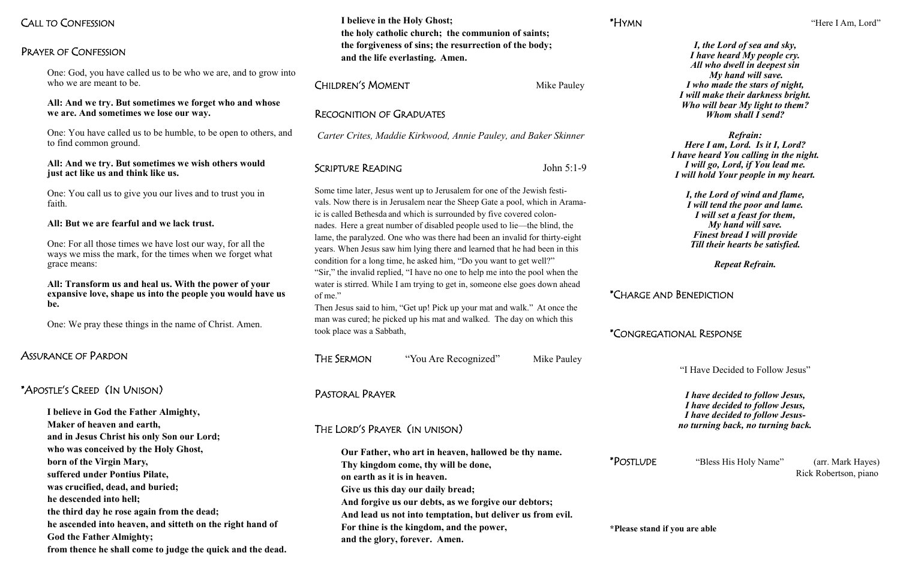## Call to Confession

## Prayer of Confession

One: God, you have called us to be who we are, and to grow into who we are meant to be.

**All: And we try. But sometimes we forget who and whose we are. And sometimes we lose our way.**

One: You have called us to be humble, to be open to others, and to find common ground.

**All: And we try. But sometimes we wish others would just act like us and think like us.**

One: You call us to give you our lives and to trust you in faith.

**All: But we are fearful and we lack trust.**

One: For all those times we have lost our way, for all the ways we miss the mark, for the times when we forget what grace means:

**All: Transform us and heal us. With the power of your expansive love, shape us into the people you would have us be.**

One: We pray these things in the name of Christ. Amen.

## Assurance of Pardon

## *Apostle's Creed (In Unison)

**I believe in God the Father Almighty,**
**Maker of heaven and earth,**
**and in Jesus Christ his only Son our Lord;**
**who was conceived by the Holy Ghost,**
**born of the Virgin Mary,**
**suffered under Pontius Pilate,**
**was crucified, dead, and buried;**
**he descended into hell;**
**the third day he rose again from the dead;**
**he ascended into heaven, and sitteth on the right hand of God the Father Almighty;**
**from thence he shall come to judge the quick and the dead.**
**I believe in the Holy Ghost;**
**the holy catholic church; the communion of saints;**
**the forgiveness of sins; the resurrection of the body;**
**and the life everlasting. Amen.**

## Children's Moment — Mike Pauley

## Recognition of Graduates

*Carter Crites, Maddie Kirkwood, Annie Pauley, and Baker Skinner*

## Scripture Reading — John 5:1-9

Some time later, Jesus went up to Jerusalem for one of the Jewish festivals. Now there is in Jerusalem near the Sheep Gate a pool, which in Aramaic is called Bethesda and which is surrounded by five covered colonnades. Here a great number of disabled people used to lie—the blind, the lame, the paralyzed. One who was there had been an invalid for thirty-eight years. When Jesus saw him lying there and learned that he had been in this condition for a long time, he asked him, "Do you want to get well?"
"Sir," the invalid replied, "I have no one to help me into the pool when the water is stirred. While I am trying to get in, someone else goes down ahead of me."
Then Jesus said to him, "Get up! Pick up your mat and walk." At once the man was cured; he picked up his mat and walked. The day on which this took place was a Sabbath,

## The Sermon — "You Are Recognized" — Mike Pauley

## Pastoral Prayer

## The Lord's Prayer (in unison)

**Our Father, who art in heaven, hallowed be thy name.**
**Thy kingdom come, thy will be done,**
**on earth as it is in heaven.**
**Give us this day our daily bread;**
**And forgive us our debts, as we forgive our debtors;**
**And lead us not into temptation, but deliver us from evil.**
**For thine is the kingdom, and the power,**
**and the glory, forever. Amen.**

## *Hymn — "Here I Am, Lord"

***I, the Lord of sea and sky,***
***I have heard My people cry.***
***All who dwell in deepest sin***
***My hand will save.***
***I who made the stars of night,***
***I will make their darkness bright.***
***Who will bear My light to them?***
***Whom shall I send?***

***Refrain:***
***Here I am, Lord. Is it I, Lord?***
***I have heard You calling in the night.***
***I will go, Lord, if You lead me.***
***I will hold Your people in my heart.***

***I, the Lord of wind and flame,***
***I will tend the poor and lame.***
***I will set a feast for them,***
***My hand will save.***
***Finest bread I will provide***
***Till their hearts be satisfied.***

***Repeat Refrain.***

## *Charge and Benediction

## *Congregational Response

"I Have Decided to Follow Jesus"

***I have decided to follow Jesus,***
***I have decided to follow Jesus,***
***I have decided to follow Jesus-***
***no turning back, no turning back.***

## *Postlude — "Bless His Holy Name" (arr. Mark Hayes)

Rick Robertson, piano

**\*Please stand if you are able**